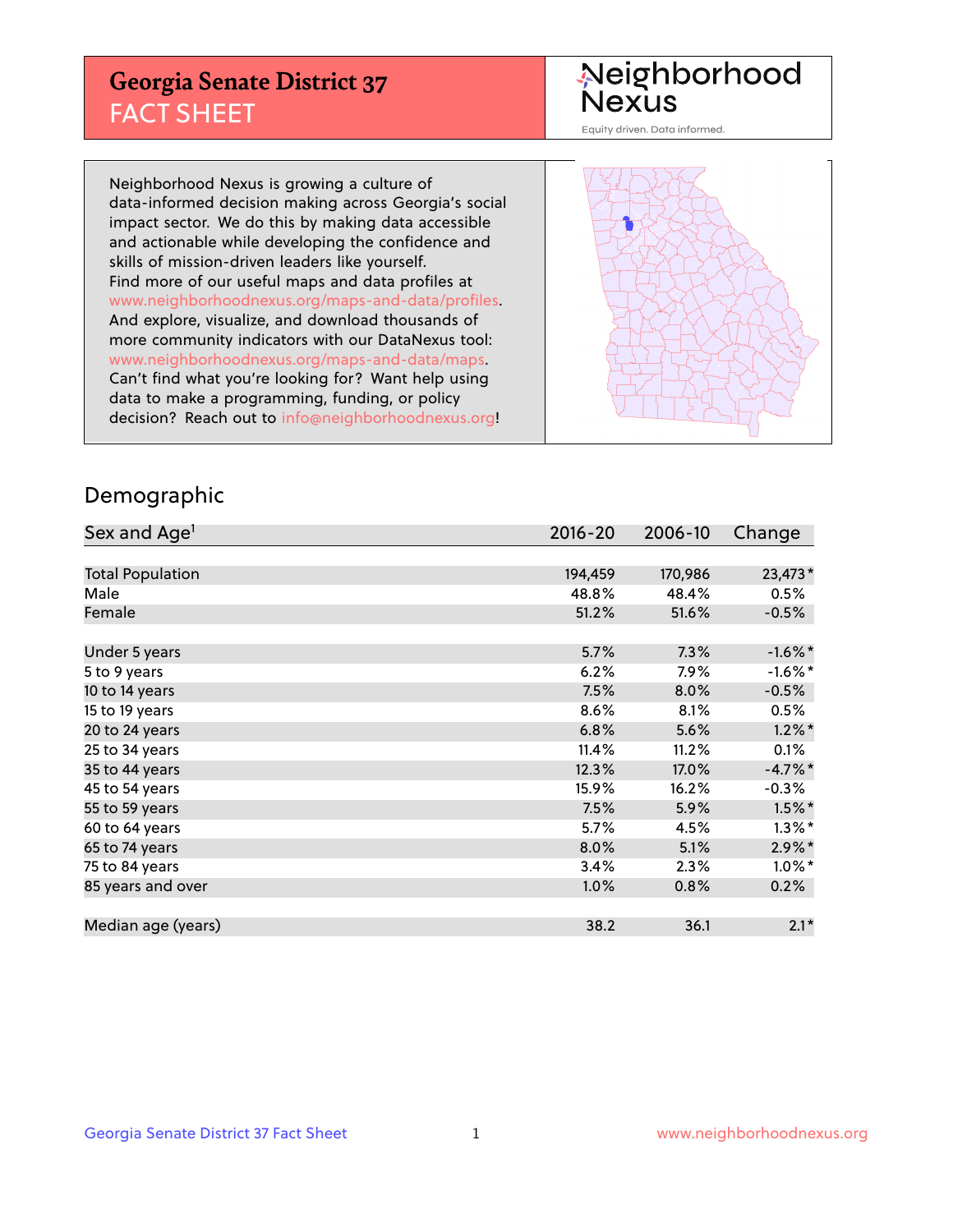# Georgia Senate District 37

## FACT SHEET

Neighborhood Nexus

Equity driven. Data informed.

Neighborhood Nexus is growing a culture of data-informed decision making across Georgia's social impact sector. We do this by making data accessible and actionable while developing the confidence and skills of mission-driven leaders like yourself. Find more of our useful maps and data profiles at www.neighborhoodnexus.org/maps-and-data/profiles. And explore, visualize, and download thousands of more community indicators with our DataNexus tool: www.neighborhoodnexus.org/maps-and-data/maps. Can't find what you're looking for? Want help using data to make a programming, funding, or policy decision? Reach out to info@neighborhoodnexus.org!

## Demographic

| Sex and Age[1] | 2016-20 | 2006-10 | Change |
|---|---|---|---|
| Total Population | 194,459 | 170,986 | 23,473* |
| Male | 48.8% | 48.4% | 0.5% |
| Female | 51.2% | 51.6% | -0.5% |
| Under 5 years | 5.7% | 7.3% | -1.6%* |
| 5 to 9 years | 6.2% | 7.9% | -1.6%* |
| 10 to 14 years | 7.5% | 8.0% | -0.5% |
| 15 to 19 years | 8.6% | 8.1% | 0.5% |
| 20 to 24 years | 6.8% | 5.6% | 1.2%* |
| 25 to 34 years | 11.4% | 11.2% | 0.1% |
| 35 to 44 years | 12.3% | 17.0% | -4.7%* |
| 45 to 54 years | 15.9% | 16.2% | -0.3% |
| 55 to 59 years | 7.5% | 5.9% | 1.5%* |
| 60 to 64 years | 5.7% | 4.5% | 1.3%* |
| 65 to 74 years | 8.0% | 5.1% | 2.9%* |
| 75 to 84 years | 3.4% | 2.3% | 1.0%* |
| 85 years and over | 1.0% | 0.8% | 0.2% |
| Median age (years) | 38.2 | 36.1 | 2.1* |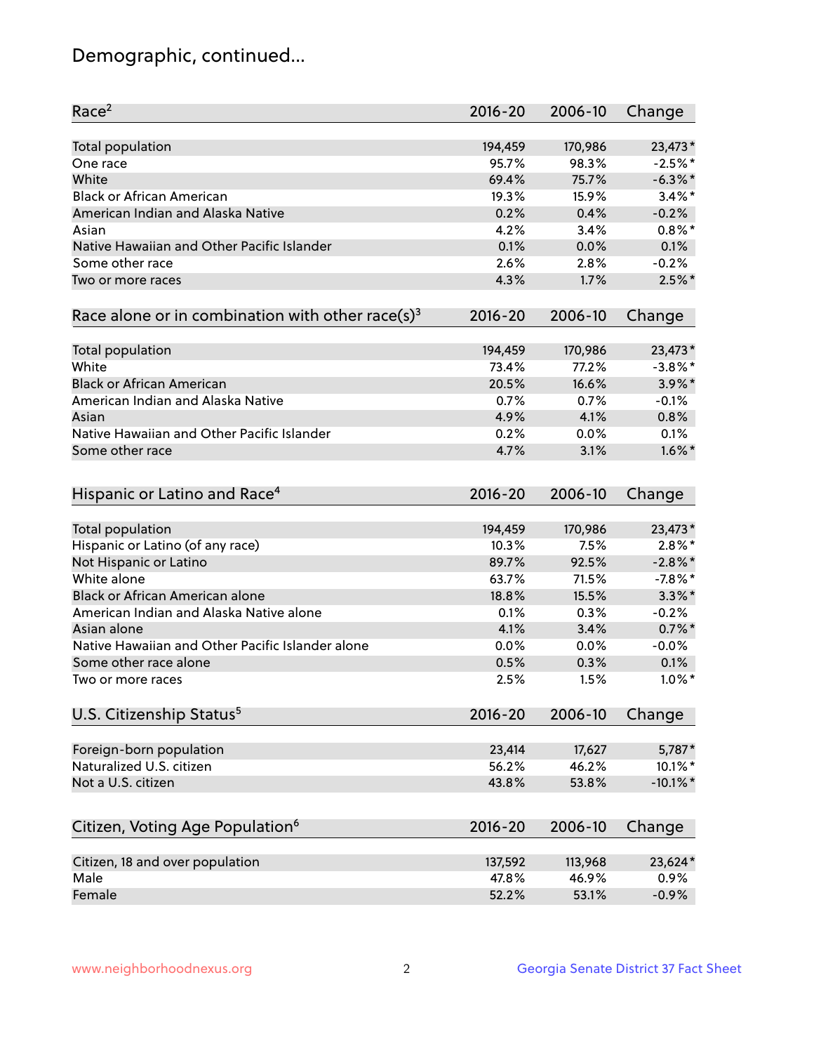# Demographic, continued...

| Race[2] | 2016-20 | 2006-10 | Change |
|---|---|---|---|
| Total population | 194,459 | 170,986 | 23,473* |
| One race | 95.7% | 98.3% | -2.5%* |
| White | 69.4% | 75.7% | -6.3%* |
| Black or African American | 19.3% | 15.9% | 3.4%* |
| American Indian and Alaska Native | 0.2% | 0.4% | -0.2% |
| Asian | 4.2% | 3.4% | 0.8%* |
| Native Hawaiian and Other Pacific Islander | 0.1% | 0.0% | 0.1% |
| Some other race | 2.6% | 2.8% | -0.2% |
| Two or more races | 4.3% | 1.7% | 2.5%* |

| Race alone or in combination with other race(s)[3] | 2016-20 | 2006-10 | Change |
|---|---|---|---|
| Total population | 194,459 | 170,986 | 23,473* |
| White | 73.4% | 77.2% | -3.8%* |
| Black or African American | 20.5% | 16.6% | 3.9%* |
| American Indian and Alaska Native | 0.7% | 0.7% | -0.1% |
| Asian | 4.9% | 4.1% | 0.8% |
| Native Hawaiian and Other Pacific Islander | 0.2% | 0.0% | 0.1% |
| Some other race | 4.7% | 3.1% | 1.6%* |

| Hispanic or Latino and Race[4] | 2016-20 | 2006-10 | Change |
|---|---|---|---|
| Total population | 194,459 | 170,986 | 23,473* |
| Hispanic or Latino (of any race) | 10.3% | 7.5% | 2.8%* |
| Not Hispanic or Latino | 89.7% | 92.5% | -2.8%* |
| White alone | 63.7% | 71.5% | -7.8%* |
| Black or African American alone | 18.8% | 15.5% | 3.3%* |
| American Indian and Alaska Native alone | 0.1% | 0.3% | -0.2% |
| Asian alone | 4.1% | 3.4% | 0.7%* |
| Native Hawaiian and Other Pacific Islander alone | 0.0% | 0.0% | -0.0% |
| Some other race alone | 0.5% | 0.3% | 0.1% |
| Two or more races | 2.5% | 1.5% | 1.0%* |

| U.S. Citizenship Status[5] | 2016-20 | 2006-10 | Change |
|---|---|---|---|
| Foreign-born population | 23,414 | 17,627 | 5,787* |
| Naturalized U.S. citizen | 56.2% | 46.2% | 10.1%* |
| Not a U.S. citizen | 43.8% | 53.8% | -10.1%* |

| Citizen, Voting Age Population[6] | 2016-20 | 2006-10 | Change |
|---|---|---|---|
| Citizen, 18 and over population | 137,592 | 113,968 | 23,624* |
| Male | 47.8% | 46.9% | 0.9% |
| Female | 52.2% | 53.1% | -0.9% |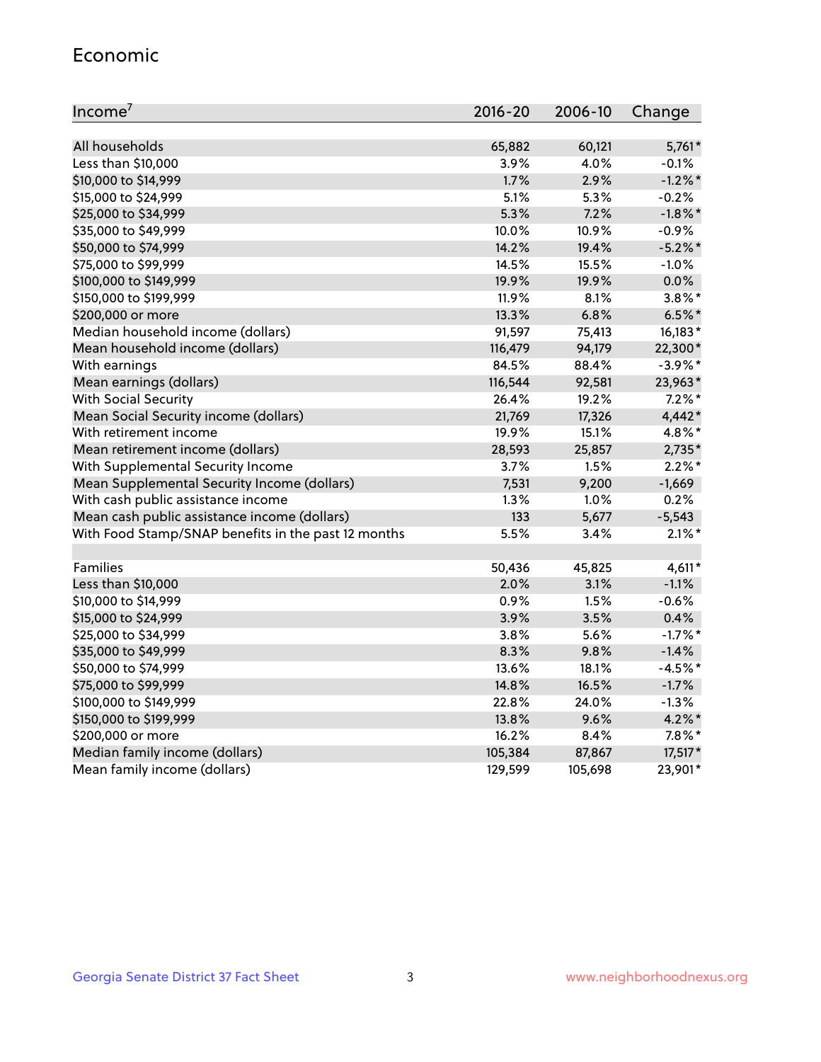## Economic

| Income[7] | 2016-20 | 2006-10 | Change |
|---|---|---|---|
| All households | 65,882 | 60,121 | 5,761* |
| Less than $10,000 | 3.9% | 4.0% | -0.1% |
| $10,000 to $14,999 | 1.7% | 2.9% | -1.2%* |
| $15,000 to $24,999 | 5.1% | 5.3% | -0.2% |
| $25,000 to $34,999 | 5.3% | 7.2% | -1.8%* |
| $35,000 to $49,999 | 10.0% | 10.9% | -0.9% |
| $50,000 to $74,999 | 14.2% | 19.4% | -5.2%* |
| $75,000 to $99,999 | 14.5% | 15.5% | -1.0% |
| $100,000 to $149,999 | 19.9% | 19.9% | 0.0% |
| $150,000 to $199,999 | 11.9% | 8.1% | 3.8%* |
| $200,000 or more | 13.3% | 6.8% | 6.5%* |
| Median household income (dollars) | 91,597 | 75,413 | 16,183* |
| Mean household income (dollars) | 116,479 | 94,179 | 22,300* |
| With earnings | 84.5% | 88.4% | -3.9%* |
| Mean earnings (dollars) | 116,544 | 92,581 | 23,963* |
| With Social Security | 26.4% | 19.2% | 7.2%* |
| Mean Social Security income (dollars) | 21,769 | 17,326 | 4,442* |
| With retirement income | 19.9% | 15.1% | 4.8%* |
| Mean retirement income (dollars) | 28,593 | 25,857 | 2,735* |
| With Supplemental Security Income | 3.7% | 1.5% | 2.2%* |
| Mean Supplemental Security Income (dollars) | 7,531 | 9,200 | -1,669 |
| With cash public assistance income | 1.3% | 1.0% | 0.2% |
| Mean cash public assistance income (dollars) | 133 | 5,677 | -5,543 |
| With Food Stamp/SNAP benefits in the past 12 months | 5.5% | 3.4% | 2.1%* |
| | | | |
| Families | 50,436 | 45,825 | 4,611* |
| Less than $10,000 | 2.0% | 3.1% | -1.1% |
| $10,000 to $14,999 | 0.9% | 1.5% | -0.6% |
| $15,000 to $24,999 | 3.9% | 3.5% | 0.4% |
| $25,000 to $34,999 | 3.8% | 5.6% | -1.7%* |
| $35,000 to $49,999 | 8.3% | 9.8% | -1.4% |
| $50,000 to $74,999 | 13.6% | 18.1% | -4.5%* |
| $75,000 to $99,999 | 14.8% | 16.5% | -1.7% |
| $100,000 to $149,999 | 22.8% | 24.0% | -1.3% |
| $150,000 to $199,999 | 13.8% | 9.6% | 4.2%* |
| $200,000 or more | 16.2% | 8.4% | 7.8%* |
| Median family income (dollars) | 105,384 | 87,867 | 17,517* |
| Mean family income (dollars) | 129,599 | 105,698 | 23,901* |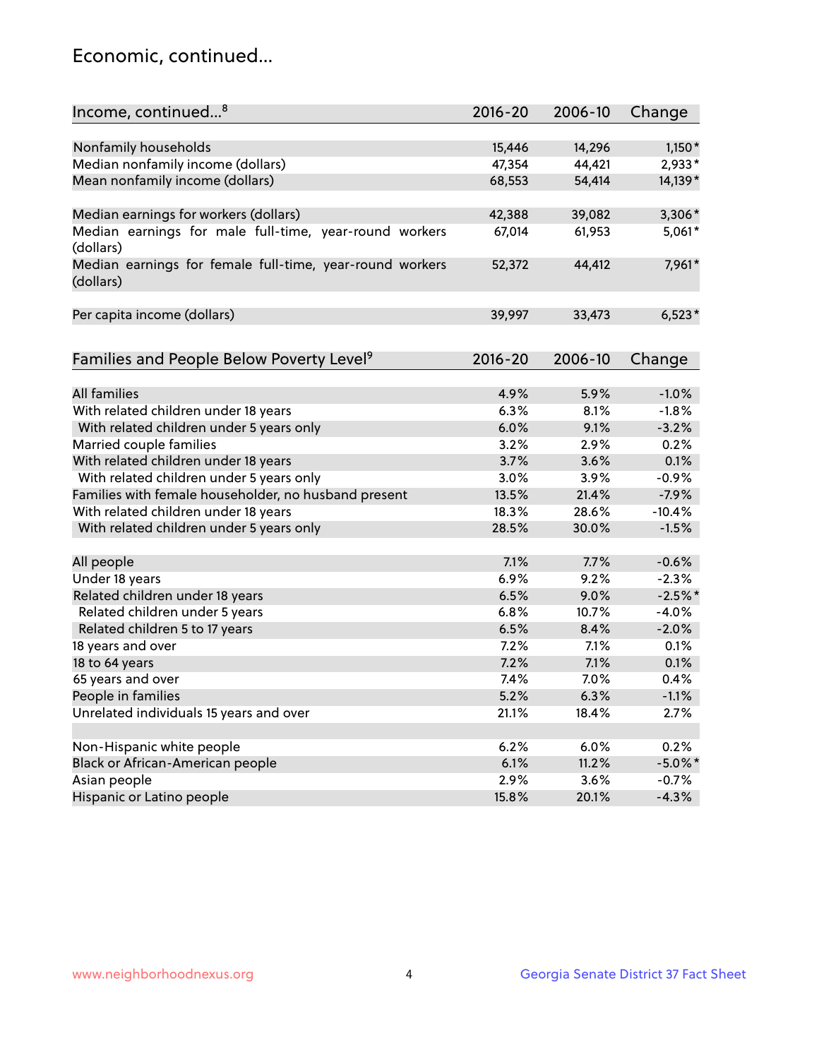## Economic, continued...

| Income, continued...[8] | 2016-20 | 2006-10 | Change |
|---|---|---|---|
| Nonfamily households | 15,446 | 14,296 | 1,150* |
| Median nonfamily income (dollars) | 47,354 | 44,421 | 2,933* |
| Mean nonfamily income (dollars) | 68,553 | 54,414 | 14,139* |
| Median earnings for workers (dollars) | 42,388 | 39,082 | 3,306* |
| Median earnings for male full-time, year-round workers (dollars) | 67,014 | 61,953 | 5,061* |
| Median earnings for female full-time, year-round workers (dollars) | 52,372 | 44,412 | 7,961* |
| Per capita income (dollars) | 39,997 | 33,473 | 6,523* |

| Families and People Below Poverty Level[9] | 2016-20 | 2006-10 | Change |
|---|---|---|---|
| All families | 4.9% | 5.9% | -1.0% |
| With related children under 18 years | 6.3% | 8.1% | -1.8% |
| With related children under 5 years only | 6.0% | 9.1% | -3.2% |
| Married couple families | 3.2% | 2.9% | 0.2% |
| With related children under 18 years | 3.7% | 3.6% | 0.1% |
| With related children under 5 years only | 3.0% | 3.9% | -0.9% |
| Families with female householder, no husband present | 13.5% | 21.4% | -7.9% |
| With related children under 18 years | 18.3% | 28.6% | -10.4% |
| With related children under 5 years only | 28.5% | 30.0% | -1.5% |
| All people | 7.1% | 7.7% | -0.6% |
| Under 18 years | 6.9% | 9.2% | -2.3% |
| Related children under 18 years | 6.5% | 9.0% | -2.5%* |
| Related children under 5 years | 6.8% | 10.7% | -4.0% |
| Related children 5 to 17 years | 6.5% | 8.4% | -2.0% |
| 18 years and over | 7.2% | 7.1% | 0.1% |
| 18 to 64 years | 7.2% | 7.1% | 0.1% |
| 65 years and over | 7.4% | 7.0% | 0.4% |
| People in families | 5.2% | 6.3% | -1.1% |
| Unrelated individuals 15 years and over | 21.1% | 18.4% | 2.7% |
| Non-Hispanic white people | 6.2% | 6.0% | 0.2% |
| Black or African-American people | 6.1% | 11.2% | -5.0%* |
| Asian people | 2.9% | 3.6% | -0.7% |
| Hispanic or Latino people | 15.8% | 20.1% | -4.3% |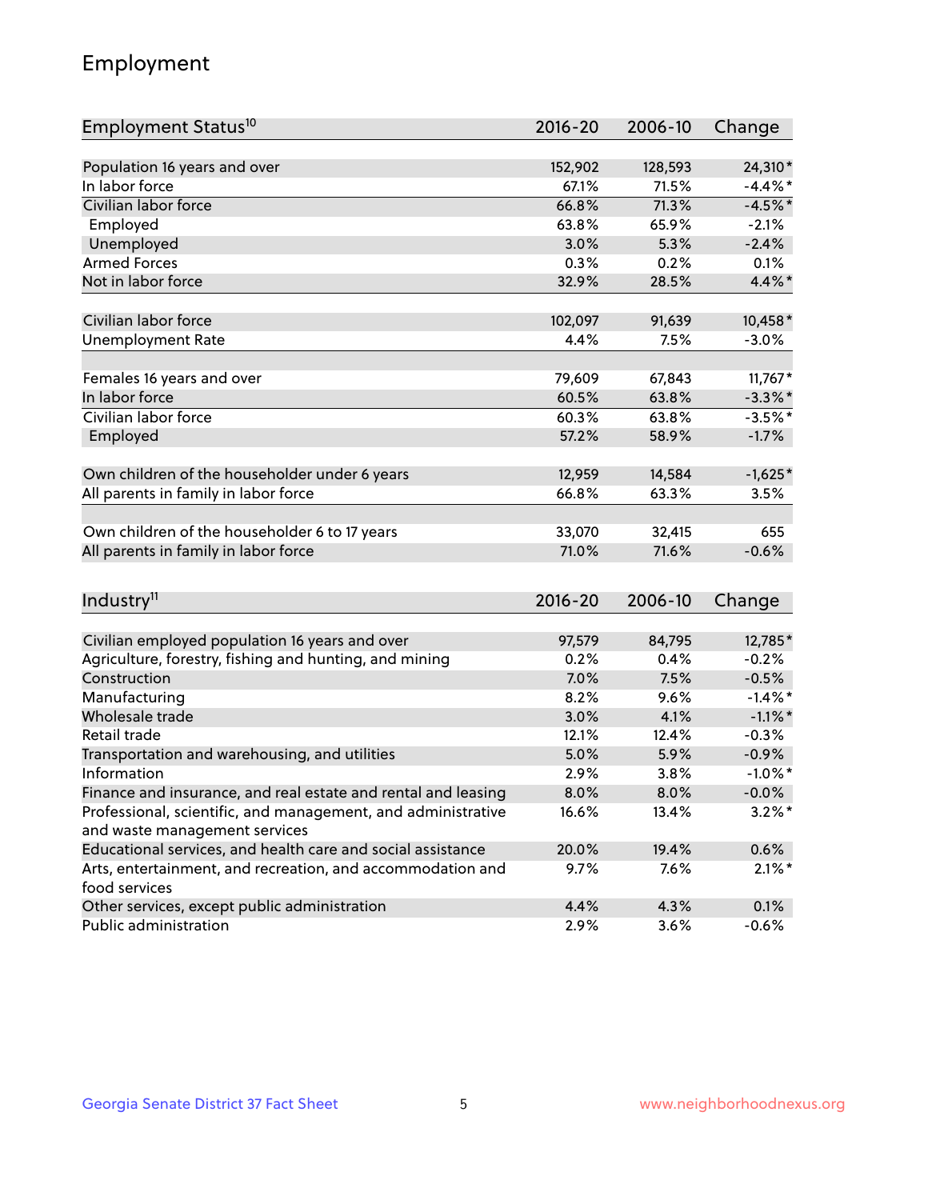# Employment

| Employment Status[10] | 2016-20 | 2006-10 | Change |
|---|---|---|---|
| Population 16 years and over | 152,902 | 128,593 | 24,310* |
| In labor force | 67.1% | 71.5% | -4.4%* |
| Civilian labor force | 66.8% | 71.3% | -4.5%* |
| Employed | 63.8% | 65.9% | -2.1% |
| Unemployed | 3.0% | 5.3% | -2.4% |
| Armed Forces | 0.3% | 0.2% | 0.1% |
| Not in labor force | 32.9% | 28.5% | 4.4%* |
| | | | |
| Civilian labor force | 102,097 | 91,639 | 10,458* |
| Unemployment Rate | 4.4% | 7.5% | -3.0% |
| | | | |
| Females 16 years and over | 79,609 | 67,843 | 11,767* |
| In labor force | 60.5% | 63.8% | -3.3%* |
| Civilian labor force | 60.3% | 63.8% | -3.5%* |
| Employed | 57.2% | 58.9% | -1.7% |
| | | | |
| Own children of the householder under 6 years | 12,959 | 14,584 | -1,625* |
| All parents in family in labor force | 66.8% | 63.3% | 3.5% |
| | | | |
| Own children of the householder 6 to 17 years | 33,070 | 32,415 | 655 |
| All parents in family in labor force | 71.0% | 71.6% | -0.6% |

| Industry[11] | 2016-20 | 2006-10 | Change |
|---|---|---|---|
| Civilian employed population 16 years and over | 97,579 | 84,795 | 12,785* |
| Agriculture, forestry, fishing and hunting, and mining | 0.2% | 0.4% | -0.2% |
| Construction | 7.0% | 7.5% | -0.5% |
| Manufacturing | 8.2% | 9.6% | -1.4%* |
| Wholesale trade | 3.0% | 4.1% | -1.1%* |
| Retail trade | 12.1% | 12.4% | -0.3% |
| Transportation and warehousing, and utilities | 5.0% | 5.9% | -0.9% |
| Information | 2.9% | 3.8% | -1.0%* |
| Finance and insurance, and real estate and rental and leasing | 8.0% | 8.0% | -0.0% |
| Professional, scientific, and management, and administrative and waste management services | 16.6% | 13.4% | 3.2%* |
| Educational services, and health care and social assistance | 20.0% | 19.4% | 0.6% |
| Arts, entertainment, and recreation, and accommodation and food services | 9.7% | 7.6% | 2.1%* |
| Other services, except public administration | 4.4% | 4.3% | 0.1% |
| Public administration | 2.9% | 3.6% | -0.6% |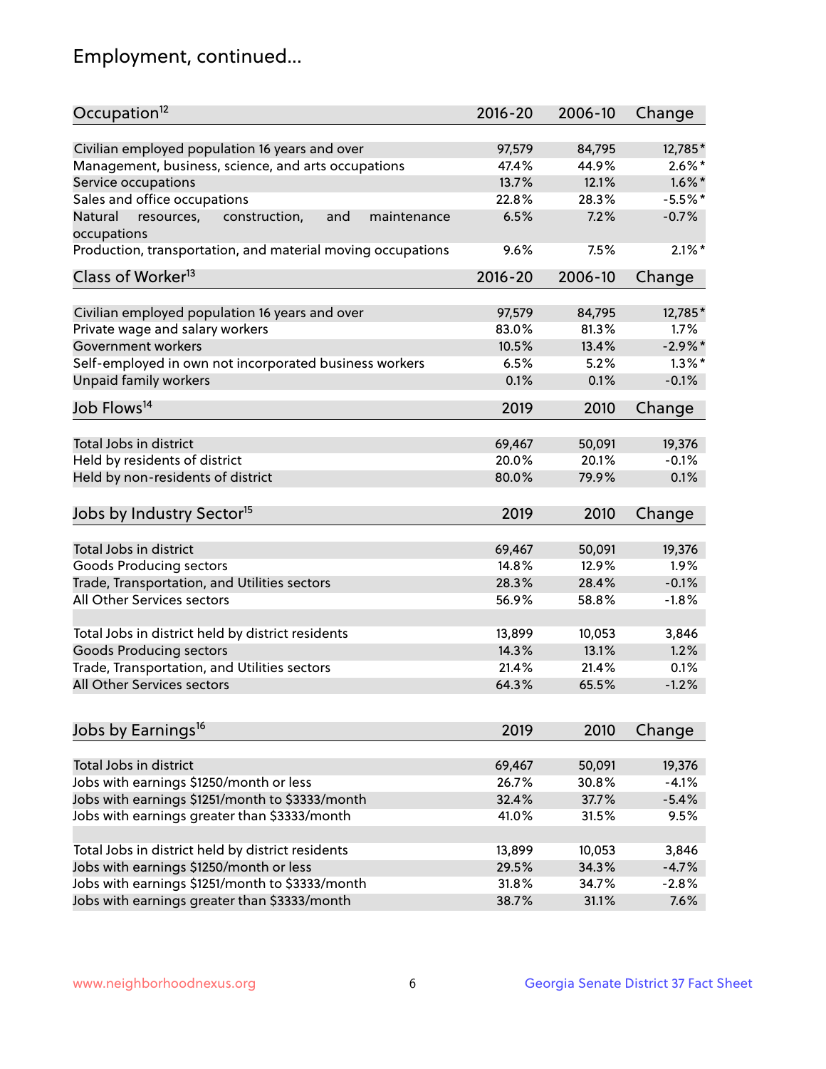## Employment, continued...

| Occupation[12] | 2016-20 | 2006-10 | Change |
|---|---|---|---|
| Civilian employed population 16 years and over | 97,579 | 84,795 | 12,785* |
| Management, business, science, and arts occupations | 47.4% | 44.9% | 2.6%* |
| Service occupations | 13.7% | 12.1% | 1.6%* |
| Sales and office occupations | 22.8% | 28.3% | -5.5%* |
| Natural resources, construction, and maintenance occupations | 6.5% | 7.2% | -0.7% |
| Production, transportation, and material moving occupations | 9.6% | 7.5% | 2.1%* |

| Class of Worker[13] | 2016-20 | 2006-10 | Change |
|---|---|---|---|
| Civilian employed population 16 years and over | 97,579 | 84,795 | 12,785* |
| Private wage and salary workers | 83.0% | 81.3% | 1.7% |
| Government workers | 10.5% | 13.4% | -2.9%* |
| Self-employed in own not incorporated business workers | 6.5% | 5.2% | 1.3%* |
| Unpaid family workers | 0.1% | 0.1% | -0.1% |

| Job Flows[14] | 2019 | 2010 | Change |
|---|---|---|---|
| Total Jobs in district | 69,467 | 50,091 | 19,376 |
| Held by residents of district | 20.0% | 20.1% | -0.1% |
| Held by non-residents of district | 80.0% | 79.9% | 0.1% |

| Jobs by Industry Sector[15] | 2019 | 2010 | Change |
|---|---|---|---|
| Total Jobs in district | 69,467 | 50,091 | 19,376 |
| Goods Producing sectors | 14.8% | 12.9% | 1.9% |
| Trade, Transportation, and Utilities sectors | 28.3% | 28.4% | -0.1% |
| All Other Services sectors | 56.9% | 58.8% | -1.8% |
| | | | |
| Total Jobs in district held by district residents | 13,899 | 10,053 | 3,846 |
| Goods Producing sectors | 14.3% | 13.1% | 1.2% |
| Trade, Transportation, and Utilities sectors | 21.4% | 21.4% | 0.1% |
| All Other Services sectors | 64.3% | 65.5% | -1.2% |

| Jobs by Earnings[16] | 2019 | 2010 | Change |
|---|---|---|---|
| Total Jobs in district | 69,467 | 50,091 | 19,376 |
| Jobs with earnings $1250/month or less | 26.7% | 30.8% | -4.1% |
| Jobs with earnings $1251/month to $3333/month | 32.4% | 37.7% | -5.4% |
| Jobs with earnings greater than $3333/month | 41.0% | 31.5% | 9.5% |
| | | | |
| Total Jobs in district held by district residents | 13,899 | 10,053 | 3,846 |
| Jobs with earnings $1250/month or less | 29.5% | 34.3% | -4.7% |
| Jobs with earnings $1251/month to $3333/month | 31.8% | 34.7% | -2.8% |
| Jobs with earnings greater than $3333/month | 38.7% | 31.1% | 7.6% |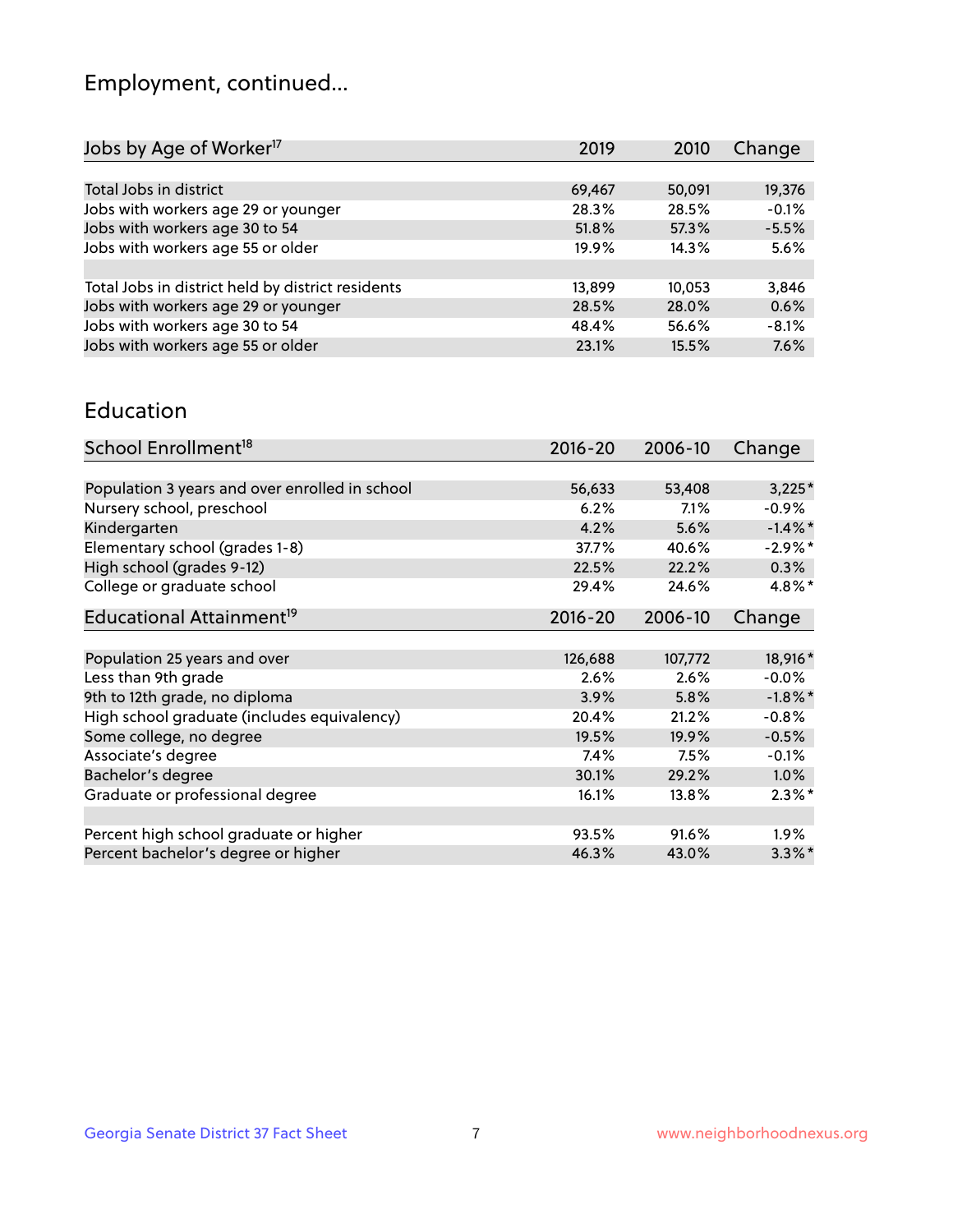# Employment, continued...

| Jobs by Age of Worker[17] | 2019 | 2010 | Change |
|---|---|---|---|
| Total Jobs in district | 69,467 | 50,091 | 19,376 |
| Jobs with workers age 29 or younger | 28.3% | 28.5% | -0.1% |
| Jobs with workers age 30 to 54 | 51.8% | 57.3% | -5.5% |
| Jobs with workers age 55 or older | 19.9% | 14.3% | 5.6% |
| | | | |
| Total Jobs in district held by district residents | 13,899 | 10,053 | 3,846 |
| Jobs with workers age 29 or younger | 28.5% | 28.0% | 0.6% |
| Jobs with workers age 30 to 54 | 48.4% | 56.6% | -8.1% |
| Jobs with workers age 55 or older | 23.1% | 15.5% | 7.6% |

## Education

| School Enrollment[18] | 2016-20 | 2006-10 | Change |
|---|---|---|---|
| Population 3 years and over enrolled in school | 56,633 | 53,408 | 3,225* |
| Nursery school, preschool | 6.2% | 7.1% | -0.9% |
| Kindergarten | 4.2% | 5.6% | -1.4%* |
| Elementary school (grades 1-8) | 37.7% | 40.6% | -2.9%* |
| High school (grades 9-12) | 22.5% | 22.2% | 0.3% |
| College or graduate school | 29.4% | 24.6% | 4.8%* |

| Educational Attainment[19] | 2016-20 | 2006-10 | Change |
|---|---|---|---|
| Population 25 years and over | 126,688 | 107,772 | 18,916* |
| Less than 9th grade | 2.6% | 2.6% | -0.0% |
| 9th to 12th grade, no diploma | 3.9% | 5.8% | -1.8%* |
| High school graduate (includes equivalency) | 20.4% | 21.2% | -0.8% |
| Some college, no degree | 19.5% | 19.9% | -0.5% |
| Associate's degree | 7.4% | 7.5% | -0.1% |
| Bachelor's degree | 30.1% | 29.2% | 1.0% |
| Graduate or professional degree | 16.1% | 13.8% | 2.3%* |
| | | | |
| Percent high school graduate or higher | 93.5% | 91.6% | 1.9% |
| Percent bachelor's degree or higher | 46.3% | 43.0% | 3.3%* |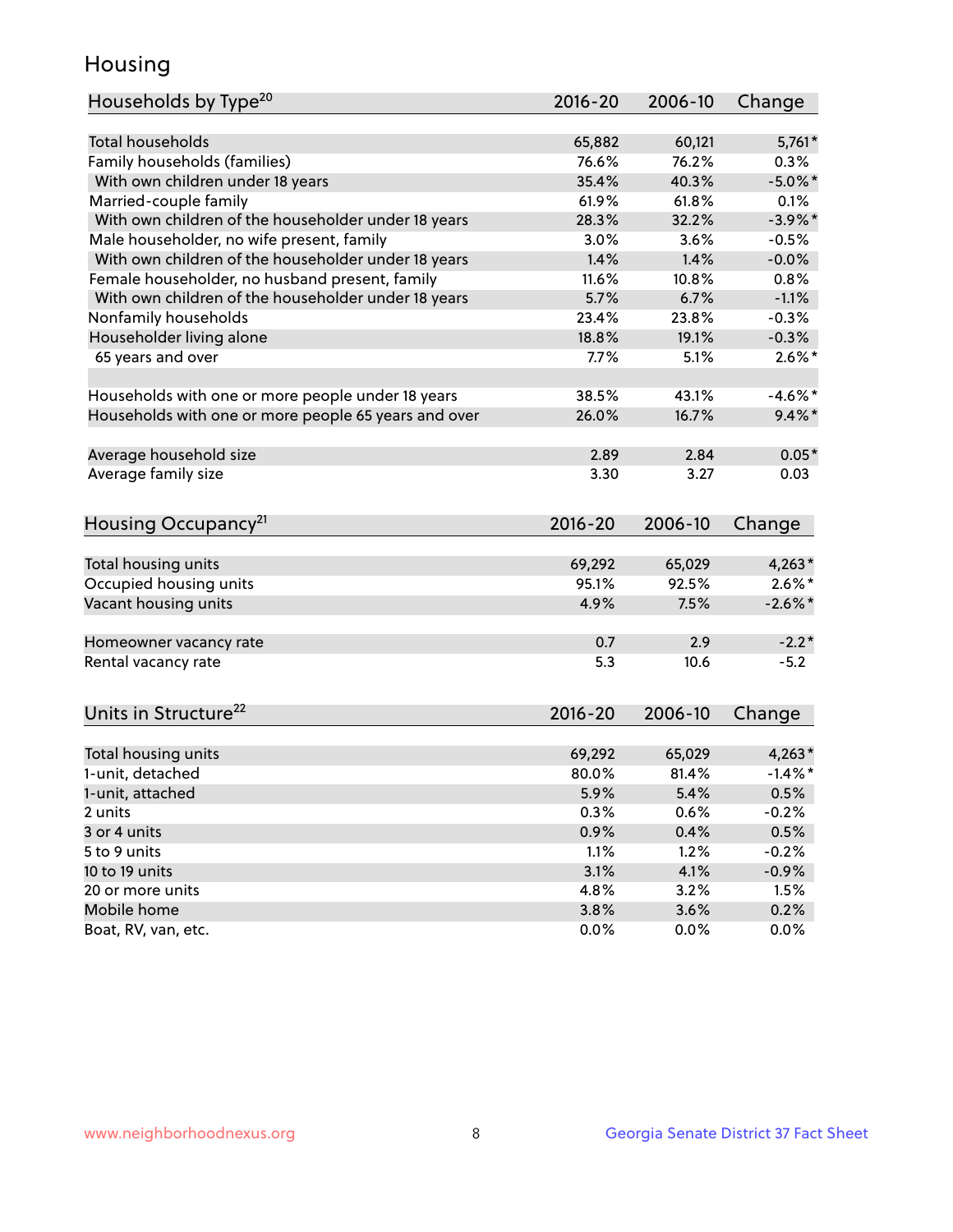# Housing

| Households by Type[20] | 2016-20 | 2006-10 | Change |
|---|---|---|---|
| Total households | 65,882 | 60,121 | 5,761* |
| Family households (families) | 76.6% | 76.2% | 0.3% |
| With own children under 18 years | 35.4% | 40.3% | -5.0%* |
| Married-couple family | 61.9% | 61.8% | 0.1% |
| With own children of the householder under 18 years | 28.3% | 32.2% | -3.9%* |
| Male householder, no wife present, family | 3.0% | 3.6% | -0.5% |
| With own children of the householder under 18 years | 1.4% | 1.4% | -0.0% |
| Female householder, no husband present, family | 11.6% | 10.8% | 0.8% |
| With own children of the householder under 18 years | 5.7% | 6.7% | -1.1% |
| Nonfamily households | 23.4% | 23.8% | -0.3% |
| Householder living alone | 18.8% | 19.1% | -0.3% |
| 65 years and over | 7.7% | 5.1% | 2.6%* |
| | | | |
| Households with one or more people under 18 years | 38.5% | 43.1% | -4.6%* |
| Households with one or more people 65 years and over | 26.0% | 16.7% | 9.4%* |
| | | | |
| Average household size | 2.89 | 2.84 | 0.05* |
| Average family size | 3.30 | 3.27 | 0.03 |

| Housing Occupancy[21] | 2016-20 | 2006-10 | Change |
|---|---|---|---|
| Total housing units | 69,292 | 65,029 | 4,263* |
| Occupied housing units | 95.1% | 92.5% | 2.6%* |
| Vacant housing units | 4.9% | 7.5% | -2.6%* |
| | | | |
| Homeowner vacancy rate | 0.7 | 2.9 | -2.2* |
| Rental vacancy rate | 5.3 | 10.6 | -5.2 |

| Units in Structure[22] | 2016-20 | 2006-10 | Change |
|---|---|---|---|
| Total housing units | 69,292 | 65,029 | 4,263* |
| 1-unit, detached | 80.0% | 81.4% | -1.4%* |
| 1-unit, attached | 5.9% | 5.4% | 0.5% |
| 2 units | 0.3% | 0.6% | -0.2% |
| 3 or 4 units | 0.9% | 0.4% | 0.5% |
| 5 to 9 units | 1.1% | 1.2% | -0.2% |
| 10 to 19 units | 3.1% | 4.1% | -0.9% |
| 20 or more units | 4.8% | 3.2% | 1.5% |
| Mobile home | 3.8% | 3.6% | 0.2% |
| Boat, RV, van, etc. | 0.0% | 0.0% | 0.0% |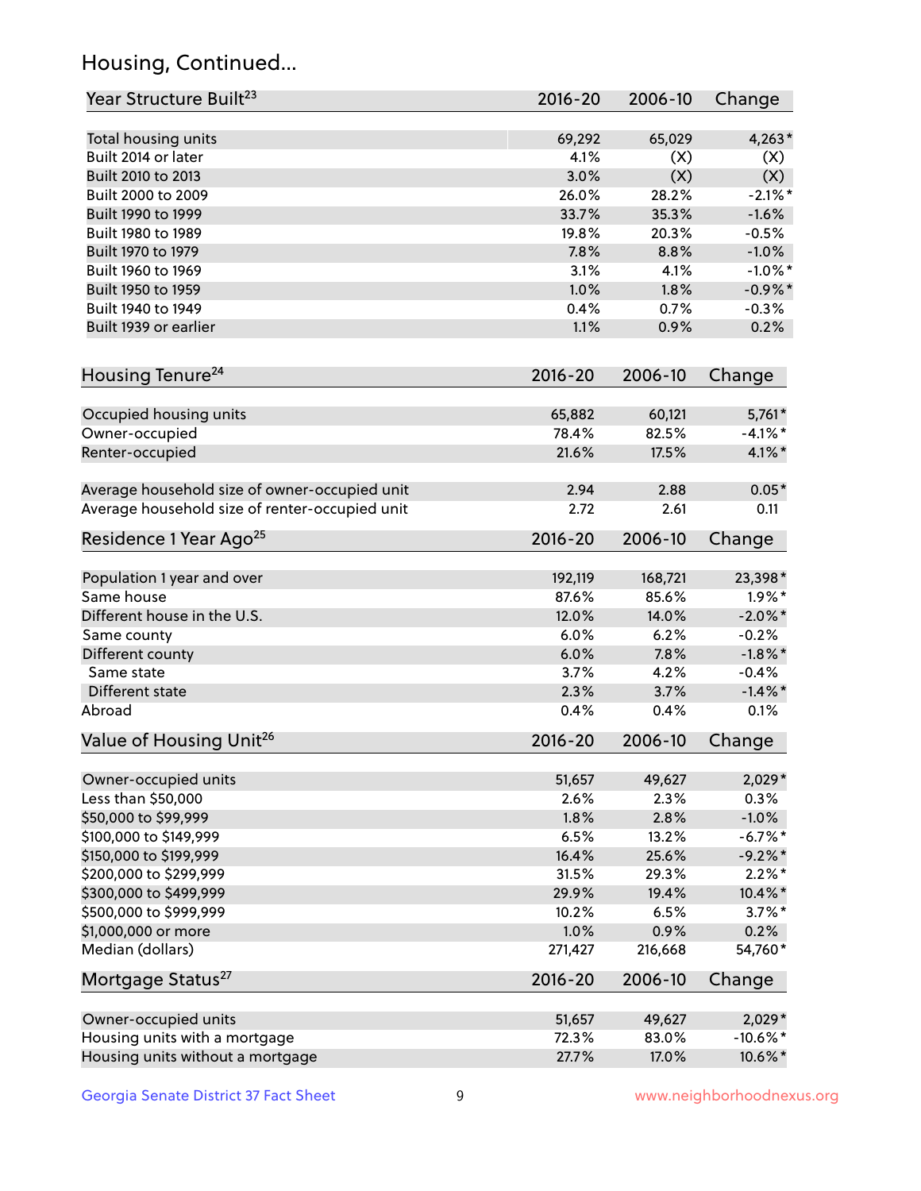## Housing, Continued...

| Year Structure Built[23] | 2016-20 | 2006-10 | Change |
|---|---|---|---|
| Total housing units | 69,292 | 65,029 | 4,263* |
| Built 2014 or later | 4.1% | (X) | (X) |
| Built 2010 to 2013 | 3.0% | (X) | (X) |
| Built 2000 to 2009 | 26.0% | 28.2% | -2.1%* |
| Built 1990 to 1999 | 33.7% | 35.3% | -1.6% |
| Built 1980 to 1989 | 19.8% | 20.3% | -0.5% |
| Built 1970 to 1979 | 7.8% | 8.8% | -1.0% |
| Built 1960 to 1969 | 3.1% | 4.1% | -1.0%* |
| Built 1950 to 1959 | 1.0% | 1.8% | -0.9%* |
| Built 1940 to 1949 | 0.4% | 0.7% | -0.3% |
| Built 1939 or earlier | 1.1% | 0.9% | 0.2% |

| Housing Tenure[24] | 2016-20 | 2006-10 | Change |
|---|---|---|---|
| Occupied housing units | 65,882 | 60,121 | 5,761* |
| Owner-occupied | 78.4% | 82.5% | -4.1%* |
| Renter-occupied | 21.6% | 17.5% | 4.1%* |
| Average household size of owner-occupied unit | 2.94 | 2.88 | 0.05* |
| Average household size of renter-occupied unit | 2.72 | 2.61 | 0.11 |

| Residence 1 Year Ago[25] | 2016-20 | 2006-10 | Change |
|---|---|---|---|
| Population 1 year and over | 192,119 | 168,721 | 23,398* |
| Same house | 87.6% | 85.6% | 1.9%* |
| Different house in the U.S. | 12.0% | 14.0% | -2.0%* |
| Same county | 6.0% | 6.2% | -0.2% |
| Different county | 6.0% | 7.8% | -1.8%* |
| Same state | 3.7% | 4.2% | -0.4% |
| Different state | 2.3% | 3.7% | -1.4%* |
| Abroad | 0.4% | 0.4% | 0.1% |

| Value of Housing Unit[26] | 2016-20 | 2006-10 | Change |
|---|---|---|---|
| Owner-occupied units | 51,657 | 49,627 | 2,029* |
| Less than $50,000 | 2.6% | 2.3% | 0.3% |
| $50,000 to $99,999 | 1.8% | 2.8% | -1.0% |
| $100,000 to $149,999 | 6.5% | 13.2% | -6.7%* |
| $150,000 to $199,999 | 16.4% | 25.6% | -9.2%* |
| $200,000 to $299,999 | 31.5% | 29.3% | 2.2%* |
| $300,000 to $499,999 | 29.9% | 19.4% | 10.4%* |
| $500,000 to $999,999 | 10.2% | 6.5% | 3.7%* |
| $1,000,000 or more | 1.0% | 0.9% | 0.2% |
| Median (dollars) | 271,427 | 216,668 | 54,760* |

| Mortgage Status[27] | 2016-20 | 2006-10 | Change |
|---|---|---|---|
| Owner-occupied units | 51,657 | 49,627 | 2,029* |
| Housing units with a mortgage | 72.3% | 83.0% | -10.6%* |
| Housing units without a mortgage | 27.7% | 17.0% | 10.6%* |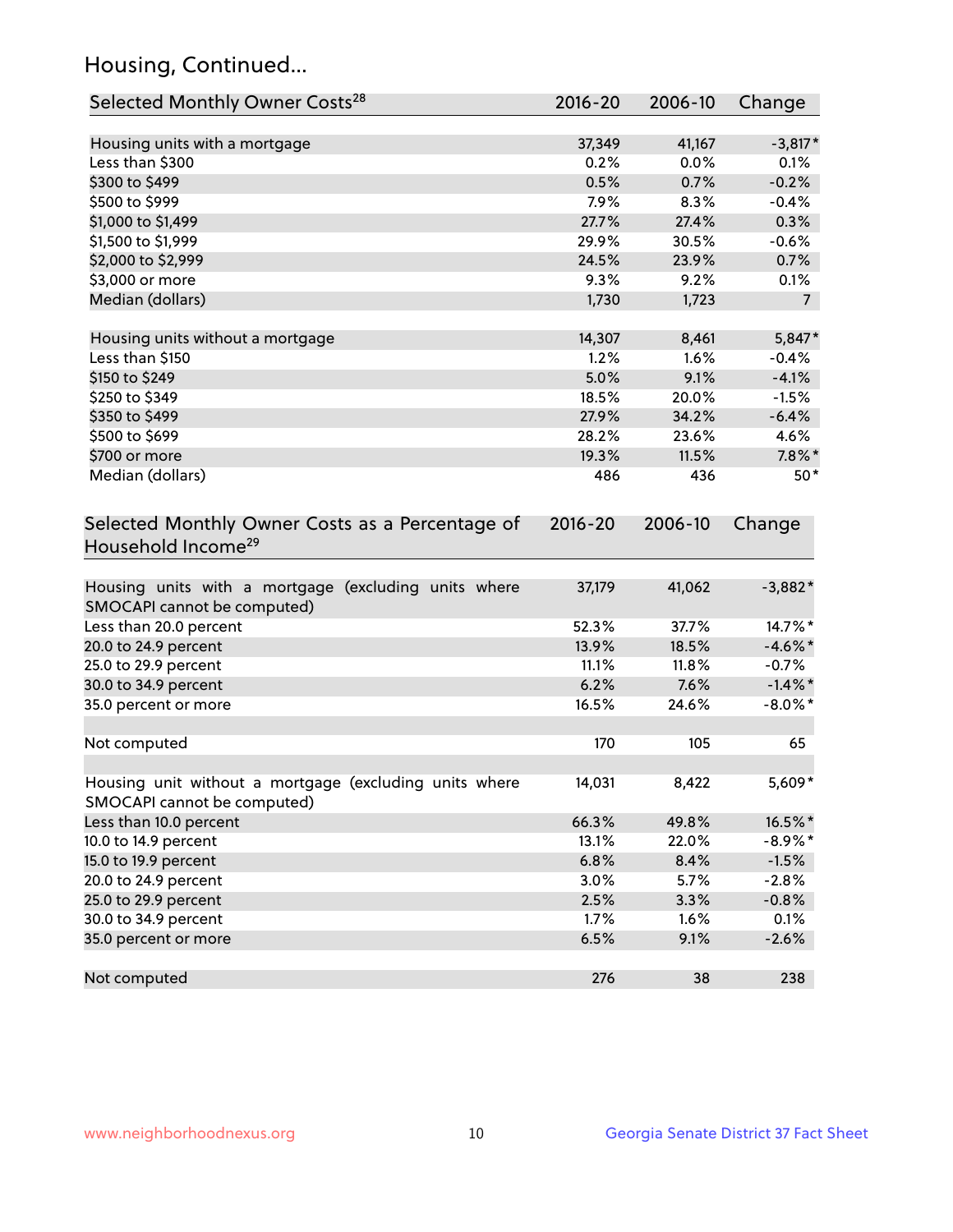## Housing, Continued...

| Selected Monthly Owner Costs[28] | 2016-20 | 2006-10 | Change |
|---|---|---|---|
| Housing units with a mortgage | 37,349 | 41,167 | -3,817* |
| Less than $300 | 0.2% | 0.0% | 0.1% |
| $300 to $499 | 0.5% | 0.7% | -0.2% |
| $500 to $999 | 7.9% | 8.3% | -0.4% |
| $1,000 to $1,499 | 27.7% | 27.4% | 0.3% |
| $1,500 to $1,999 | 29.9% | 30.5% | -0.6% |
| $2,000 to $2,999 | 24.5% | 23.9% | 0.7% |
| $3,000 or more | 9.3% | 9.2% | 0.1% |
| Median (dollars) | 1,730 | 1,723 | 7 |
| | | | |
| Housing units without a mortgage | 14,307 | 8,461 | 5,847* |
| Less than $150 | 1.2% | 1.6% | -0.4% |
| $150 to $249 | 5.0% | 9.1% | -4.1% |
| $250 to $349 | 18.5% | 20.0% | -1.5% |
| $350 to $499 | 27.9% | 34.2% | -6.4% |
| $500 to $699 | 28.2% | 23.6% | 4.6% |
| $700 or more | 19.3% | 11.5% | 7.8%* |
| Median (dollars) | 486 | 436 | 50* |

| Selected Monthly Owner Costs as a Percentage of Household Income[29] | 2016-20 | 2006-10 | Change |
|---|---|---|---|
| Housing units with a mortgage (excluding units where SMOCAPI cannot be computed) | 37,179 | 41,062 | -3,882* |
| Less than 20.0 percent | 52.3% | 37.7% | 14.7%* |
| 20.0 to 24.9 percent | 13.9% | 18.5% | -4.6%* |
| 25.0 to 29.9 percent | 11.1% | 11.8% | -0.7% |
| 30.0 to 34.9 percent | 6.2% | 7.6% | -1.4%* |
| 35.0 percent or more | 16.5% | 24.6% | -8.0%* |
| | | | |
| Not computed | 170 | 105 | 65 |
| | | | |
| Housing unit without a mortgage (excluding units where SMOCAPI cannot be computed) | 14,031 | 8,422 | 5,609* |
| Less than 10.0 percent | 66.3% | 49.8% | 16.5%* |
| 10.0 to 14.9 percent | 13.1% | 22.0% | -8.9%* |
| 15.0 to 19.9 percent | 6.8% | 8.4% | -1.5% |
| 20.0 to 24.9 percent | 3.0% | 5.7% | -2.8% |
| 25.0 to 29.9 percent | 2.5% | 3.3% | -0.8% |
| 30.0 to 34.9 percent | 1.7% | 1.6% | 0.1% |
| 35.0 percent or more | 6.5% | 9.1% | -2.6% |
| | | | |
| Not computed | 276 | 38 | 238 |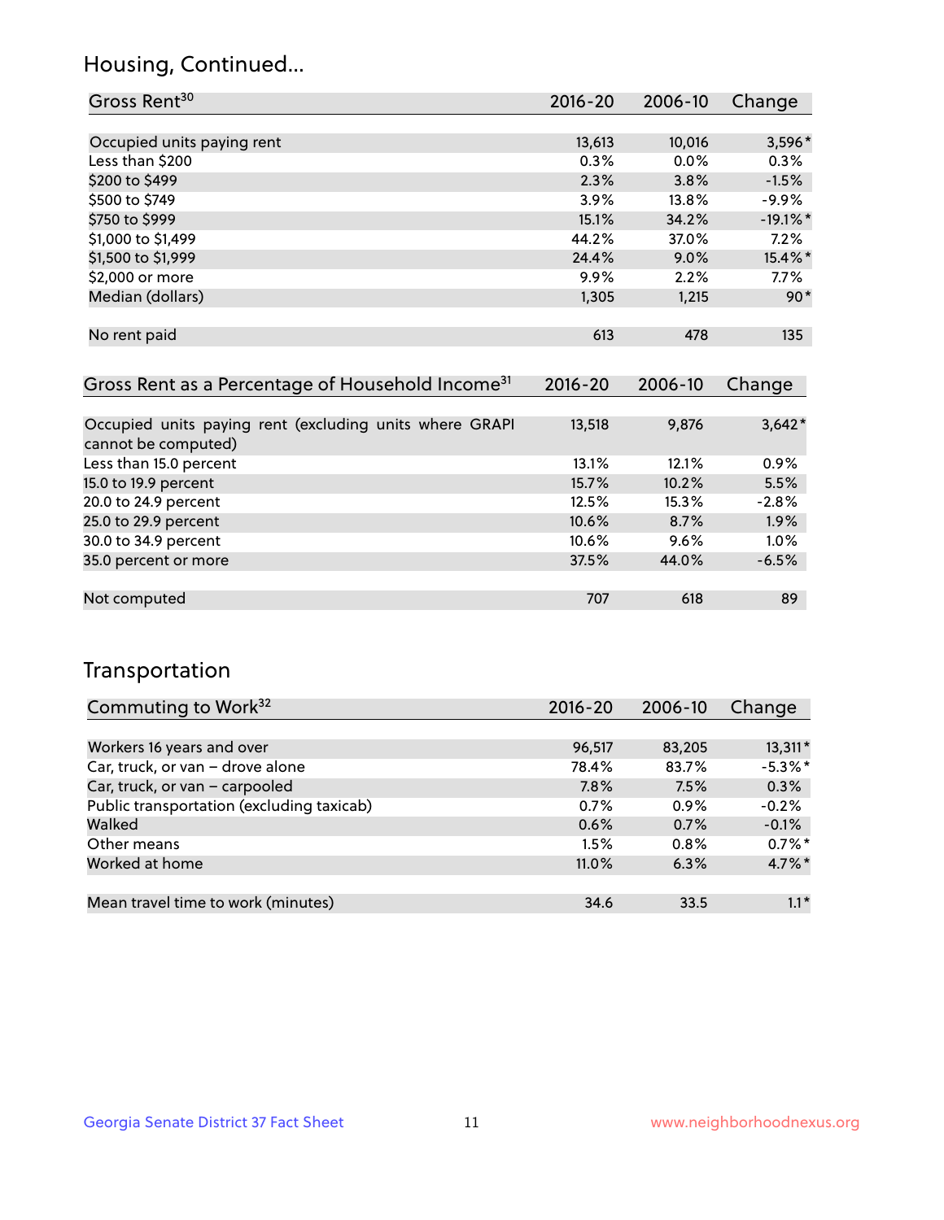## Housing, Continued...

| Gross Rent[30] | 2016-20 | 2006-10 | Change |
|---|---|---|---|
| Occupied units paying rent | 13,613 | 10,016 | 3,596* |
| Less than $200 | 0.3% | 0.0% | 0.3% |
| $200 to $499 | 2.3% | 3.8% | -1.5% |
| $500 to $749 | 3.9% | 13.8% | -9.9% |
| $750 to $999 | 15.1% | 34.2% | -19.1%* |
| $1,000 to $1,499 | 44.2% | 37.0% | 7.2% |
| $1,500 to $1,999 | 24.4% | 9.0% | 15.4%* |
| $2,000 or more | 9.9% | 2.2% | 7.7% |
| Median (dollars) | 1,305 | 1,215 | 90* |
| No rent paid | 613 | 478 | 135 |

| Gross Rent as a Percentage of Household Income[31] | 2016-20 | 2006-10 | Change |
|---|---|---|---|
| Occupied units paying rent (excluding units where GRAPI cannot be computed) | 13,518 | 9,876 | 3,642* |
| Less than 15.0 percent | 13.1% | 12.1% | 0.9% |
| 15.0 to 19.9 percent | 15.7% | 10.2% | 5.5% |
| 20.0 to 24.9 percent | 12.5% | 15.3% | -2.8% |
| 25.0 to 29.9 percent | 10.6% | 8.7% | 1.9% |
| 30.0 to 34.9 percent | 10.6% | 9.6% | 1.0% |
| 35.0 percent or more | 37.5% | 44.0% | -6.5% |
| Not computed | 707 | 618 | 89 |

## Transportation

| Commuting to Work[32] | 2016-20 | 2006-10 | Change |
|---|---|---|---|
| Workers 16 years and over | 96,517 | 83,205 | 13,311* |
| Car, truck, or van – drove alone | 78.4% | 83.7% | -5.3%* |
| Car, truck, or van – carpooled | 7.8% | 7.5% | 0.3% |
| Public transportation (excluding taxicab) | 0.7% | 0.9% | -0.2% |
| Walked | 0.6% | 0.7% | -0.1% |
| Other means | 1.5% | 0.8% | 0.7%* |
| Worked at home | 11.0% | 6.3% | 4.7%* |
| Mean travel time to work (minutes) | 34.6 | 33.5 | 1.1* |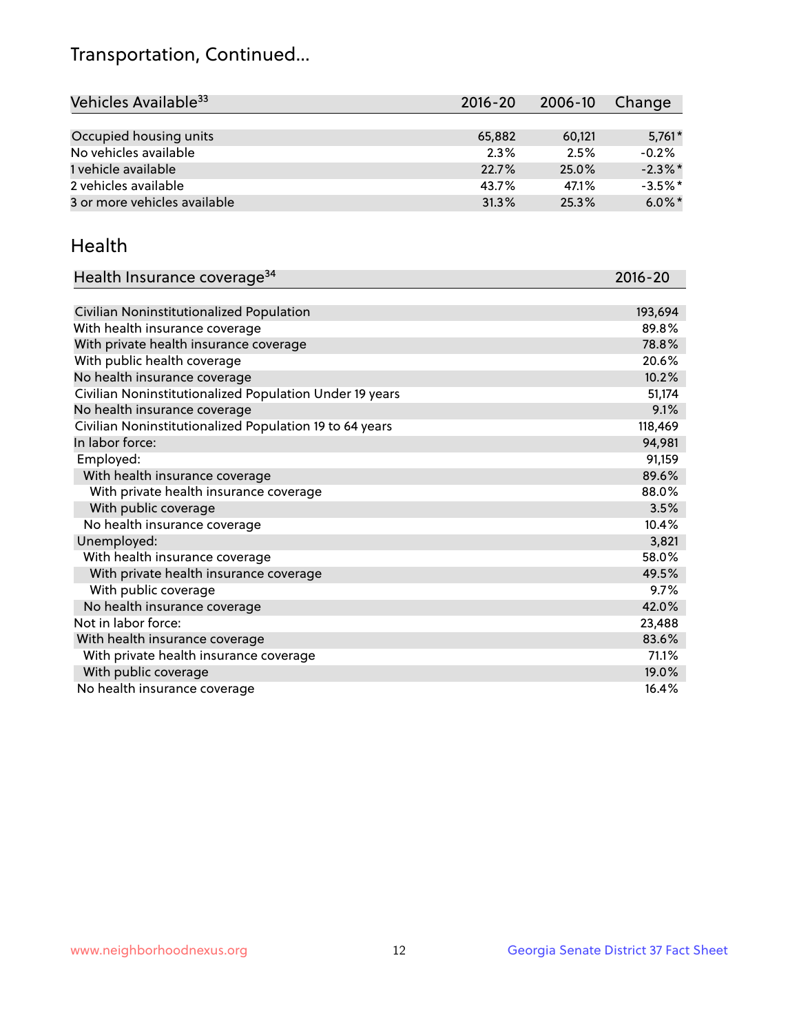# Transportation, Continued...

| Vehicles Available[33] | 2016-20 | 2006-10 | Change |
|---|---|---|---|
| Occupied housing units | 65,882 | 60,121 | 5,761* |
| No vehicles available | 2.3% | 2.5% | -0.2% |
| 1 vehicle available | 22.7% | 25.0% | -2.3%* |
| 2 vehicles available | 43.7% | 47.1% | -3.5%* |
| 3 or more vehicles available | 31.3% | 25.3% | 6.0%* |

## Health

| Health Insurance coverage[34] | 2016-20 |
|---|---|
| Civilian Noninstitutionalized Population | 193,694 |
| With health insurance coverage | 89.8% |
| With private health insurance coverage | 78.8% |
| With public health coverage | 20.6% |
| No health insurance coverage | 10.2% |
| Civilian Noninstitutionalized Population Under 19 years | 51,174 |
| No health insurance coverage | 9.1% |
| Civilian Noninstitutionalized Population 19 to 64 years | 118,469 |
| In labor force: | 94,981 |
| Employed: | 91,159 |
| With health insurance coverage | 89.6% |
| With private health insurance coverage | 88.0% |
| With public coverage | 3.5% |
| No health insurance coverage | 10.4% |
| Unemployed: | 3,821 |
| With health insurance coverage | 58.0% |
| With private health insurance coverage | 49.5% |
| With public coverage | 9.7% |
| No health insurance coverage | 42.0% |
| Not in labor force: | 23,488 |
| With health insurance coverage | 83.6% |
| With private health insurance coverage | 71.1% |
| With public coverage | 19.0% |
| No health insurance coverage | 16.4% |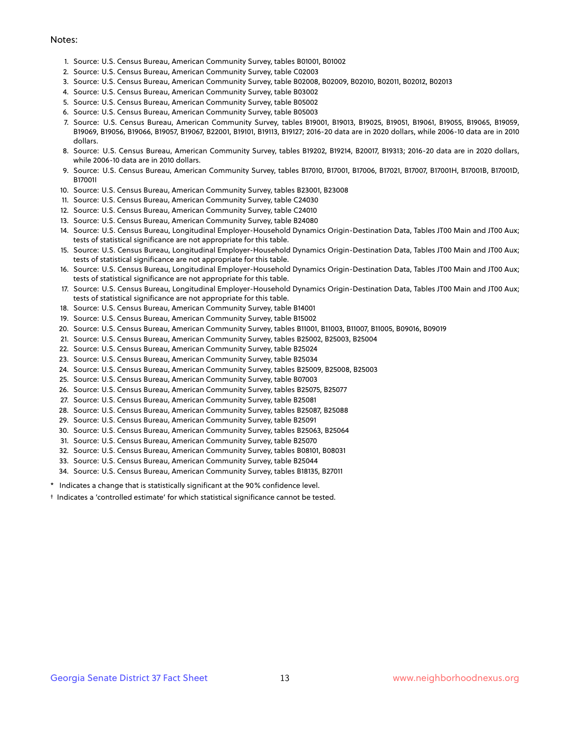Notes:

1. Source: U.S. Census Bureau, American Community Survey, tables B01001, B01002
2. Source: U.S. Census Bureau, American Community Survey, table C02003
3. Source: U.S. Census Bureau, American Community Survey, table B02008, B02009, B02010, B02011, B02012, B02013
4. Source: U.S. Census Bureau, American Community Survey, table B03002
5. Source: U.S. Census Bureau, American Community Survey, table B05002
6. Source: U.S. Census Bureau, American Community Survey, table B05003
7. Source: U.S. Census Bureau, American Community Survey, tables B19001, B19013, B19025, B19051, B19061, B19055, B19065, B19059, B19069, B19056, B19066, B19057, B19067, B22001, B19101, B19113, B19127; 2016-20 data are in 2020 dollars, while 2006-10 data are in 2010 dollars.
8. Source: U.S. Census Bureau, American Community Survey, tables B19202, B19214, B20017, B19313; 2016-20 data are in 2020 dollars, while 2006-10 data are in 2010 dollars.
9. Source: U.S. Census Bureau, American Community Survey, tables B17010, B17001, B17006, B17021, B17007, B17001H, B17001B, B17001D, B17001I
10. Source: U.S. Census Bureau, American Community Survey, tables B23001, B23008
11. Source: U.S. Census Bureau, American Community Survey, table C24030
12. Source: U.S. Census Bureau, American Community Survey, table C24010
13. Source: U.S. Census Bureau, American Community Survey, table B24080
14. Source: U.S. Census Bureau, Longitudinal Employer-Household Dynamics Origin-Destination Data, Tables JT00 Main and JT00 Aux; tests of statistical significance are not appropriate for this table.
15. Source: U.S. Census Bureau, Longitudinal Employer-Household Dynamics Origin-Destination Data, Tables JT00 Main and JT00 Aux; tests of statistical significance are not appropriate for this table.
16. Source: U.S. Census Bureau, Longitudinal Employer-Household Dynamics Origin-Destination Data, Tables JT00 Main and JT00 Aux; tests of statistical significance are not appropriate for this table.
17. Source: U.S. Census Bureau, Longitudinal Employer-Household Dynamics Origin-Destination Data, Tables JT00 Main and JT00 Aux; tests of statistical significance are not appropriate for this table.
18. Source: U.S. Census Bureau, American Community Survey, table B14001
19. Source: U.S. Census Bureau, American Community Survey, table B15002
20. Source: U.S. Census Bureau, American Community Survey, tables B11001, B11003, B11007, B11005, B09016, B09019
21. Source: U.S. Census Bureau, American Community Survey, tables B25002, B25003, B25004
22. Source: U.S. Census Bureau, American Community Survey, table B25024
23. Source: U.S. Census Bureau, American Community Survey, table B25034
24. Source: U.S. Census Bureau, American Community Survey, tables B25009, B25008, B25003
25. Source: U.S. Census Bureau, American Community Survey, table B07003
26. Source: U.S. Census Bureau, American Community Survey, tables B25075, B25077
27. Source: U.S. Census Bureau, American Community Survey, table B25081
28. Source: U.S. Census Bureau, American Community Survey, tables B25087, B25088
29. Source: U.S. Census Bureau, American Community Survey, table B25091
30. Source: U.S. Census Bureau, American Community Survey, tables B25063, B25064
31. Source: U.S. Census Bureau, American Community Survey, table B25070
32. Source: U.S. Census Bureau, American Community Survey, tables B08101, B08031
33. Source: U.S. Census Bureau, American Community Survey, table B25044
34. Source: U.S. Census Bureau, American Community Survey, tables B18135, B27011

\* Indicates a change that is statistically significant at the 90% confidence level.

† Indicates a 'controlled estimate' for which statistical significance cannot be tested.